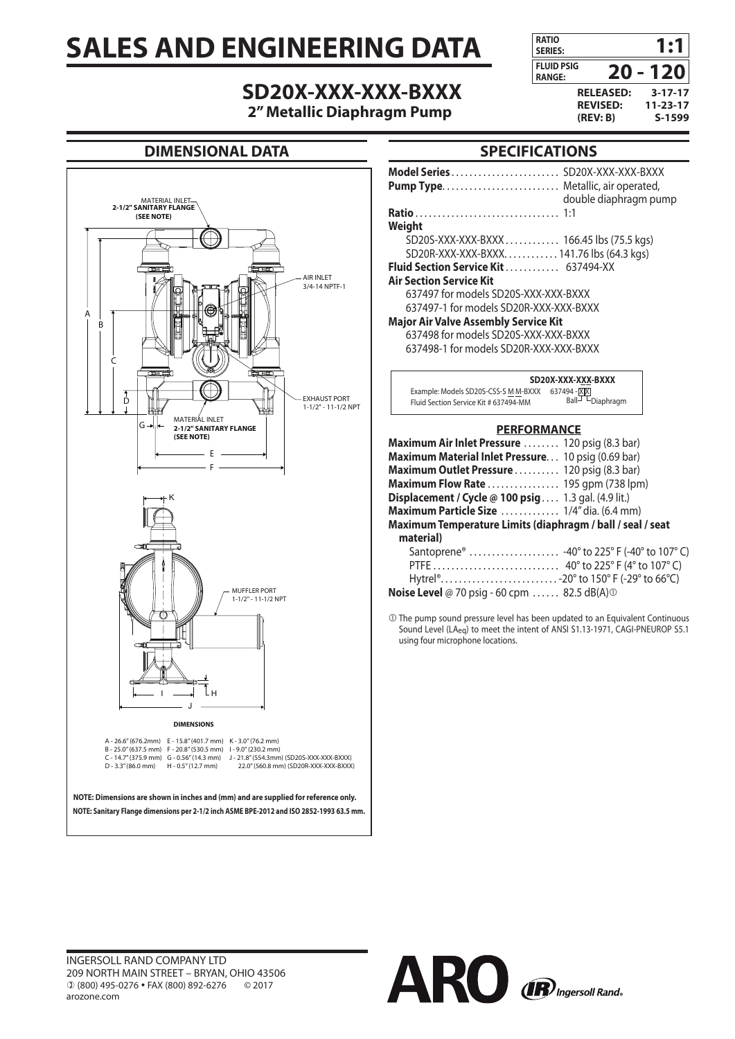# SALES AND ENGINEERING DATA

| RATIO SERIES: | 1:1 |
|---|---|
| FLUID PSIG RANGE: | 20 - 120 |

**RELEASED:** 3-17-17
**REVISED:** 11-23-17
**(REV: B)** S-1599

## SD20X-XXX-XXX-BXXX

**2" Metallic Diaphragm Pump**

## DIMENSIONAL DATA

MATERIAL INLET **2-1/2" SANITARY FLANGE (SEE NOTE)**

AIR INLET 3/4-14 NPTF-1

EXHAUST PORT 1-1/2" - 11-1/2 NPT

MATERIAL INLET **2-1/2" SANITARY FLANGE (SEE NOTE)**

MUFFLER PORT 1-1/2" - 11-1/2 NPT

**DIMENSIONS**

A - 26.6" (676.2mm)
B - 25.0" (637.5 mm)
C - 14.7" (375.9 mm)
D - 3.3" (86.0 mm)
E - 15.8" (401.7 mm)
F - 20.8" (530.5 mm)
G - 0.56" (14.3 mm)
H - 0.5" (12.7 mm)
I - 9.0" (230.2 mm)
J - 21.8" (554.3mm) (SD20S-XXX-XXX-BXXX)
22.0" (560.8 mm) (SD20R-XXX-XXX-BXXX)
K - 3.0" (76.2 mm)

**NOTE: Dimensions are shown in inches and (mm) and are supplied for reference only.**

**NOTE: Sanitary Flange dimensions per 2-1/2 inch ASME BPE-2012 and ISO 2852-1993 63.5 mm.**

## SPECIFICATIONS

**Model Series** ........................ SD20X-XXX-XXX-BXXX
**Pump Type**.......................... Metallic, air operated, double diaphragm pump
**Ratio** ................................ 1:1
**Weight**
SD20S-XXX-XXX-BXXX ............ 166.45 lbs (75.5 kgs)
SD20R-XXX-XXX-BXXX............ 141.76 lbs (64.3 kgs)
**Fluid Section Service Kit** ............ 637494-XX
**Air Section Service Kit**
637497 for models SD20S-XXX-XXX-BXXX
637497-1 for models SD20R-XXX-XXX-BXXX
**Major Air Valve Assembly Service Kit**
637498 for models SD20S-XXX-XXX-BXXX
637498-1 for models SD20R-XXX-XXX-BXXX

**SD20X-XXX-XXX-BXXX**
Example: Models SD20S-CSS-SMM-BXXX  637494-XX
Fluid Section Service Kit # 637494-MM  Ball / Diaphragm

### PERFORMANCE

**Maximum Air Inlet Pressure** ........ 120 psig (8.3 bar)
**Maximum Material Inlet Pressure**... 10 psig (0.69 bar)
**Maximum Outlet Pressure** .......... 120 psig (8.3 bar)
**Maximum Flow Rate** ................ 195 gpm (738 lpm)
**Displacement / Cycle @ 100 psig**.... 1.3 gal. (4.9 lit.)
**Maximum Particle Size** ............. 1/4" dia. (6.4 mm)
**Maximum Temperature Limits (diaphragm / ball / seal / seat material)**
Santoprene® .................... -40° to 225° F (-40° to 107° C)
PTFE ............................ 40° to 225° F (4° to 107° C)
Hytrel®.......................... -20° to 150° F (-29° to 66°C)
**Noise Level** @ 70 psig - 60 cpm ...... 82.5 dB(A)①

① The pump sound pressure level has been updated to an Equivalent Continuous Sound Level ($LA_{eq}$) to meet the intent of ANSI S1.13-1971, CAGI-PNEUROP S5.1 using four microphone locations.

INGERSOLL RAND COMPANY LTD
209 NORTH MAIN STREET – BRYAN, OHIO 43506
(800) 495-0276 • FAX (800) 892-6276 © 2017
arozone.com

ARO Ingersoll Rand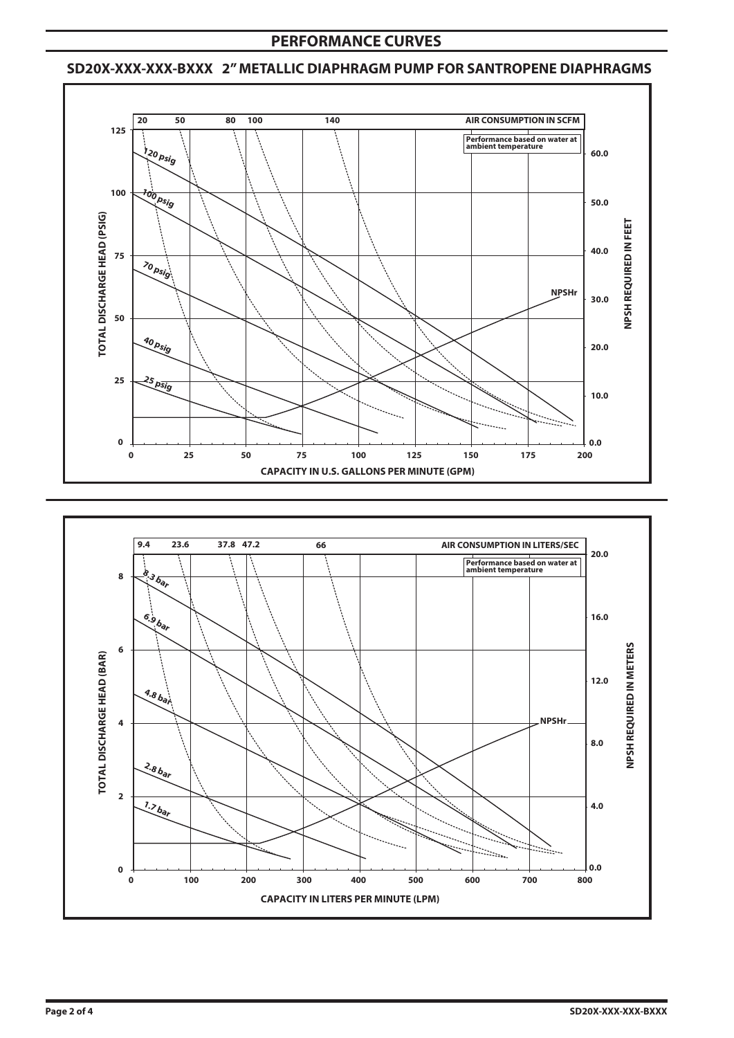# PERFORMANCE CURVES

## SD20X-XXX-XXX-BXXX 2" METALLIC DIAPHRAGM PUMP FOR SANTROPENE DIAPHRAGMS

AIR CONSUMPTION IN SCFM: 20, 50, 80, 100, 140

Performance based on water at ambient temperature

TOTAL DISCHARGE HEAD (PSIG): 0, 25, 50, 75, 100, 125

Curves: 120 psig, 100 psig, 70 psig, 40 psig, 25 psig, NPSHr

NPSH REQUIRED IN FEET: 0.0, 10.0, 20.0, 30.0, 40.0, 50.0, 60.0

CAPACITY IN U.S. GALLONS PER MINUTE (GPM): 0, 25, 50, 75, 100, 125, 150, 175, 200

AIR CONSUMPTION IN LITERS/SEC: 9.4, 23.6, 37.8, 47.2, 66

Performance based on water at ambient temperature

TOTAL DISCHARGE HEAD (BAR): 0, 2, 4, 6, 8

Curves: 8.3 bar, 6.9 bar, 4.8 bar, 2.8 bar, 1.7 bar, NPSHr

NPSH REQUIRED IN METERS: 0.0, 4.0, 8.0, 12.0, 16.0, 20.0

CAPACITY IN LITERS PER MINUTE (LPM): 0, 100, 200, 300, 400, 500, 600, 700, 800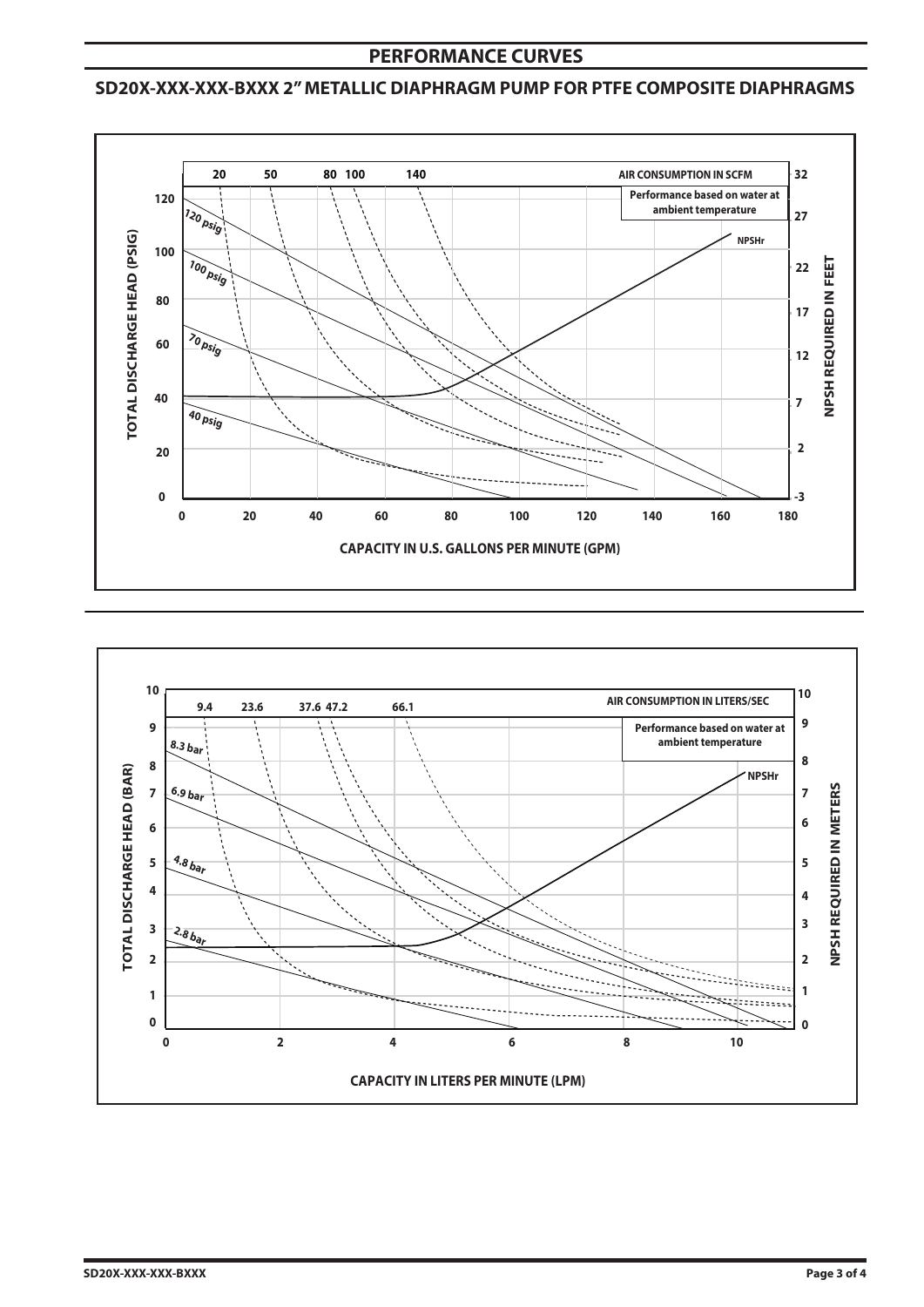## PERFORMANCE CURVES

### SD20X-XXX-XXX-BXXX 2" METALLIC DIAPHRAGM PUMP FOR PTFE COMPOSITE DIAPHRAGMS

TOTAL DISCHARGE HEAD (PSIG)

AIR CONSUMPTION IN SCFM: 20, 50, 80, 100, 140

Performance based on water at ambient temperature

120 psig, 100 psig, 70 psig, 40 psig

NPSHr

NPSH REQUIRED IN FEET

CAPACITY IN U.S. GALLONS PER MINUTE (GPM)

TOTAL DISCHARGE HEAD (BAR)

AIR CONSUMPTION IN LITERS/SEC: 9.4, 23.6, 37.6, 47.2, 66.1

Performance based on water at ambient temperature

8.3 bar, 6.9 bar, 4.8 bar, 2.8 bar

NPSHr

NPSH REQUIRED IN METERS

CAPACITY IN LITERS PER MINUTE (LPM)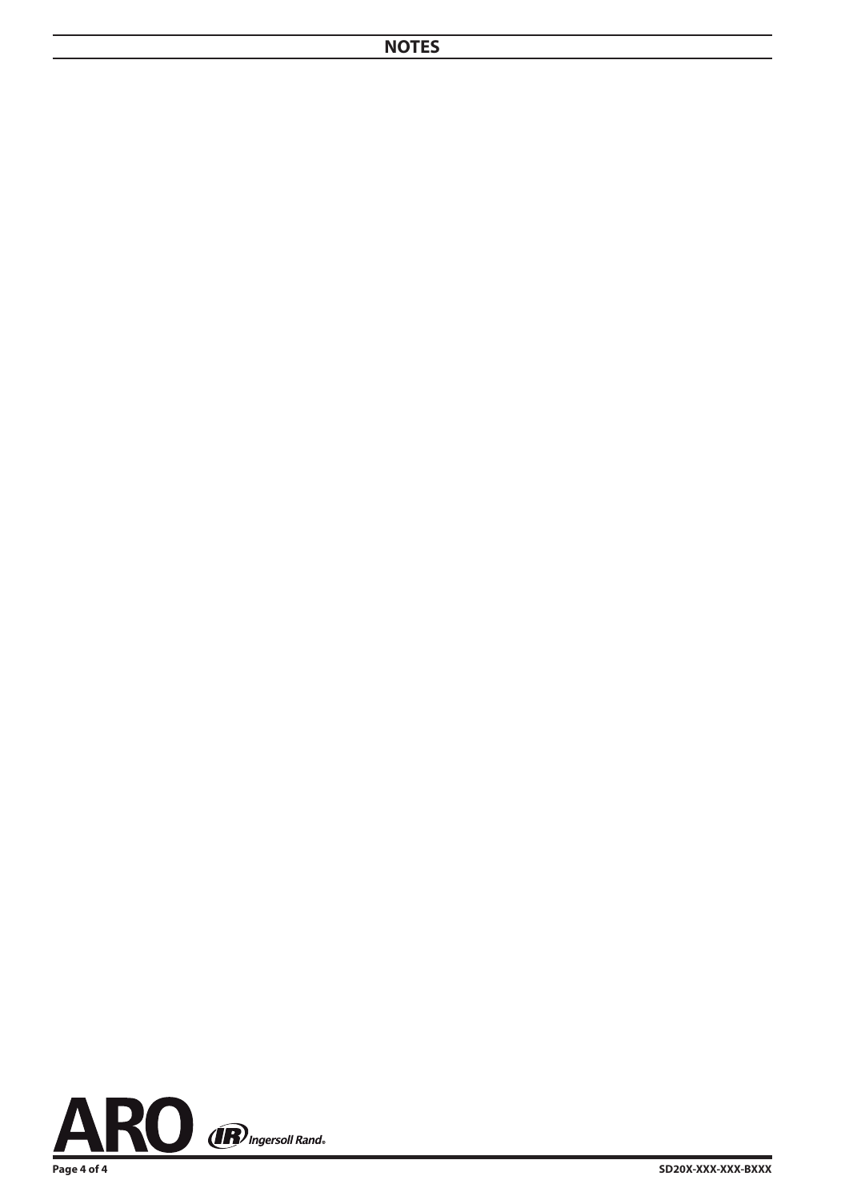## NOTES